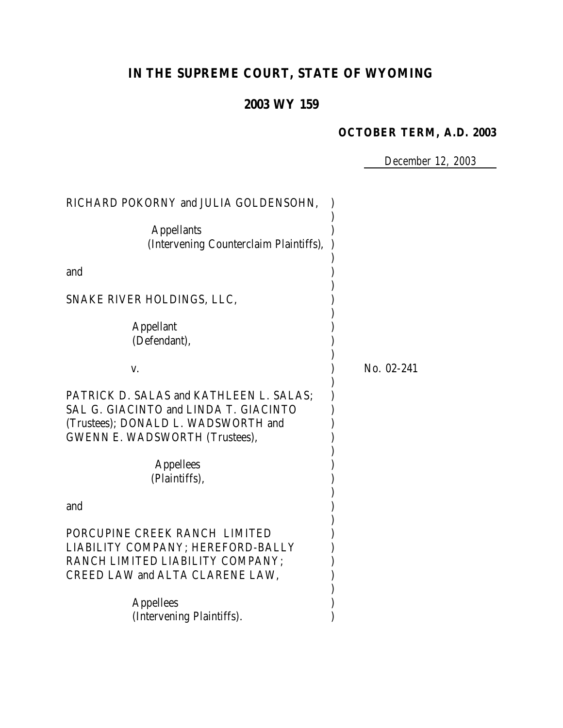# IN THE SUPREME COURT, STATE OF WYOMING

## 2003 WY 159

**OCTOBER TERM, A.D. 2003**

December 12, 2003

RICHARD POKORNY and JULIA GOLDENSOHN,

Appellants
(Intervening Counterclaim Plaintiffs),

and

SNAKE RIVER HOLDINGS, LLC,

Appellant
(Defendant),

v.

No. 02-241

PATRICK D. SALAS and KATHLEEN L. SALAS; SAL G. GIACINTO and LINDA T. GIACINTO (Trustees); DONALD L. WADSWORTH and GWENN E. WADSWORTH (Trustees),

Appellees
(Plaintiffs),

and

PORCUPINE CREEK RANCH LIMITED LIABILITY COMPANY; HEREFORD-BALLY RANCH LIMITED LIABILITY COMPANY; CREED LAW and ALTA CLARENE LAW,

Appellees
(Intervening Plaintiffs).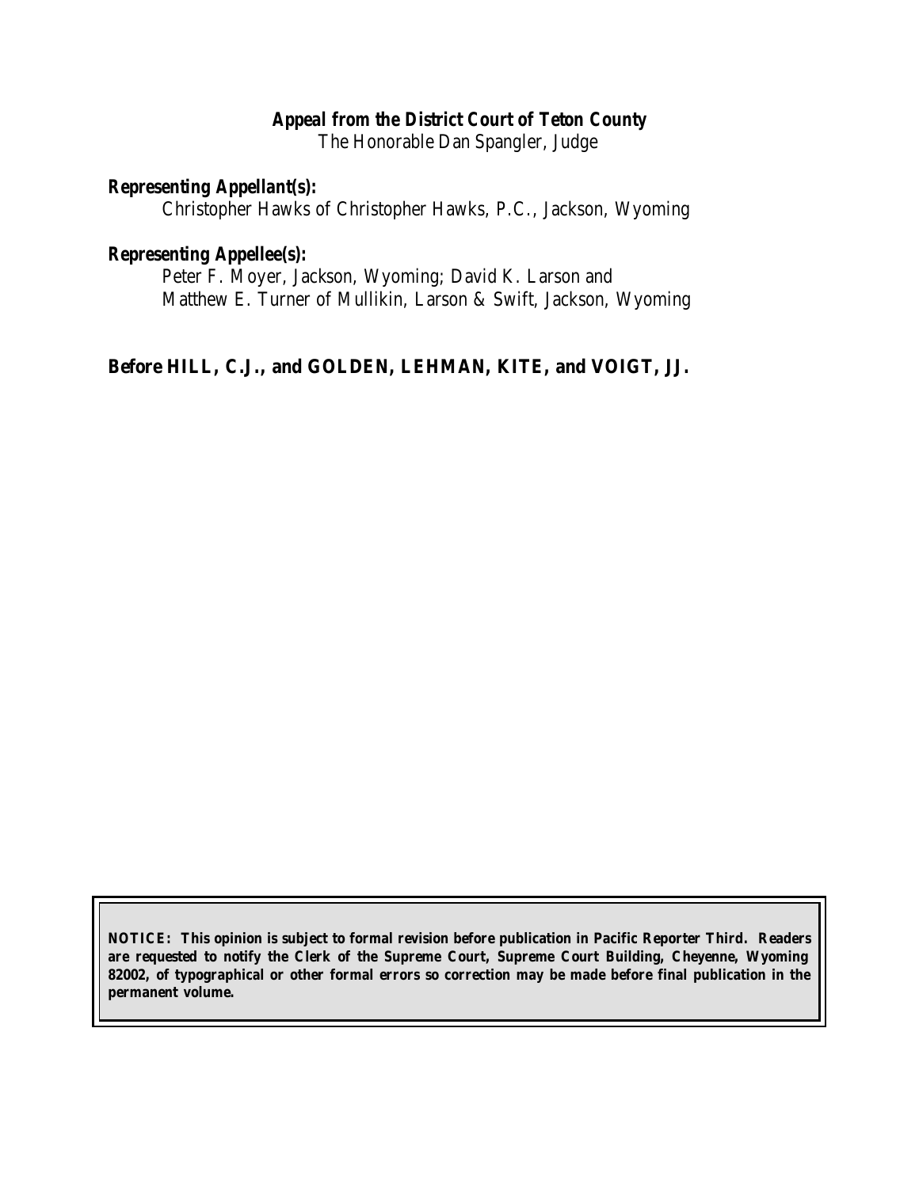**Appeal from the District Court of Teton County**
The Honorable Dan Spangler, Judge

***Representing Appellant(s):***
Christopher Hawks of Christopher Hawks, P.C., Jackson, Wyoming

***Representing Appellee(s):***
Peter F. Moyer, Jackson, Wyoming; David K. Larson and Matthew E. Turner of Mullikin, Larson & Swift, Jackson, Wyoming

**Before HILL, C.J., and GOLDEN, LEHMAN, KITE, and VOIGT, JJ.**

**NOTICE: This opinion is subject to formal revision before publication in Pacific Reporter Third. Readers are requested to notify the Clerk of the Supreme Court, Supreme Court Building, Cheyenne, Wyoming 82002, of typographical or other formal errors so correction may be made before final publication in the permanent volume.**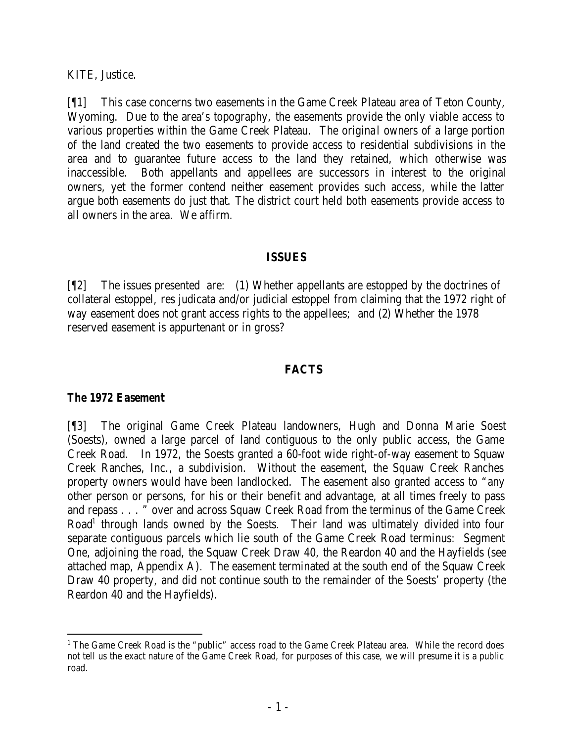KITE, Justice.

[¶1] This case concerns two easements in the Game Creek Plateau area of Teton County, Wyoming. Due to the area's topography, the easements provide the only viable access to various properties within the Game Creek Plateau. The original owners of a large portion of the land created the two easements to provide access to residential subdivisions in the area and to guarantee future access to the land they retained, which otherwise was inaccessible. Both appellants and appellees are successors in interest to the original owners, yet the former contend neither easement provides such access, while the latter argue both easements do just that. The district court held both easements provide access to all owners in the area. We affirm.

## ISSUES

[¶2] The issues presented are: (1) Whether appellants are estopped by the doctrines of collateral estoppel, res judicata and/or judicial estoppel from claiming that the 1972 right of way easement does not grant access rights to the appellees; and (2) Whether the 1978 reserved easement is appurtenant or in gross?

## FACTS

### The 1972 Easement

[¶3] The original Game Creek Plateau landowners, Hugh and Donna Marie Soest (Soests), owned a large parcel of land contiguous to the only public access, the Game Creek Road. In 1972, the Soests granted a 60-foot wide right-of-way easement to Squaw Creek Ranches, Inc., a subdivision. Without the easement, the Squaw Creek Ranches property owners would have been landlocked. The easement also granted access to "any other person or persons, for his or their benefit and advantage, at all times freely to pass and repass . . . " over and across Squaw Creek Road from the terminus of the Game Creek Road[1] through lands owned by the Soests. Their land was ultimately divided into four separate contiguous parcels which lie south of the Game Creek Road terminus: Segment One, adjoining the road, the Squaw Creek Draw 40, the Reardon 40 and the Hayfields (see attached map, Appendix A). The easement terminated at the south end of the Squaw Creek Draw 40 property, and did not continue south to the remainder of the Soests' property (the Reardon 40 and the Hayfields).

[1] The Game Creek Road is the "public" access road to the Game Creek Plateau area. While the record does not tell us the exact nature of the Game Creek Road, for purposes of this case, we will presume it is a public road.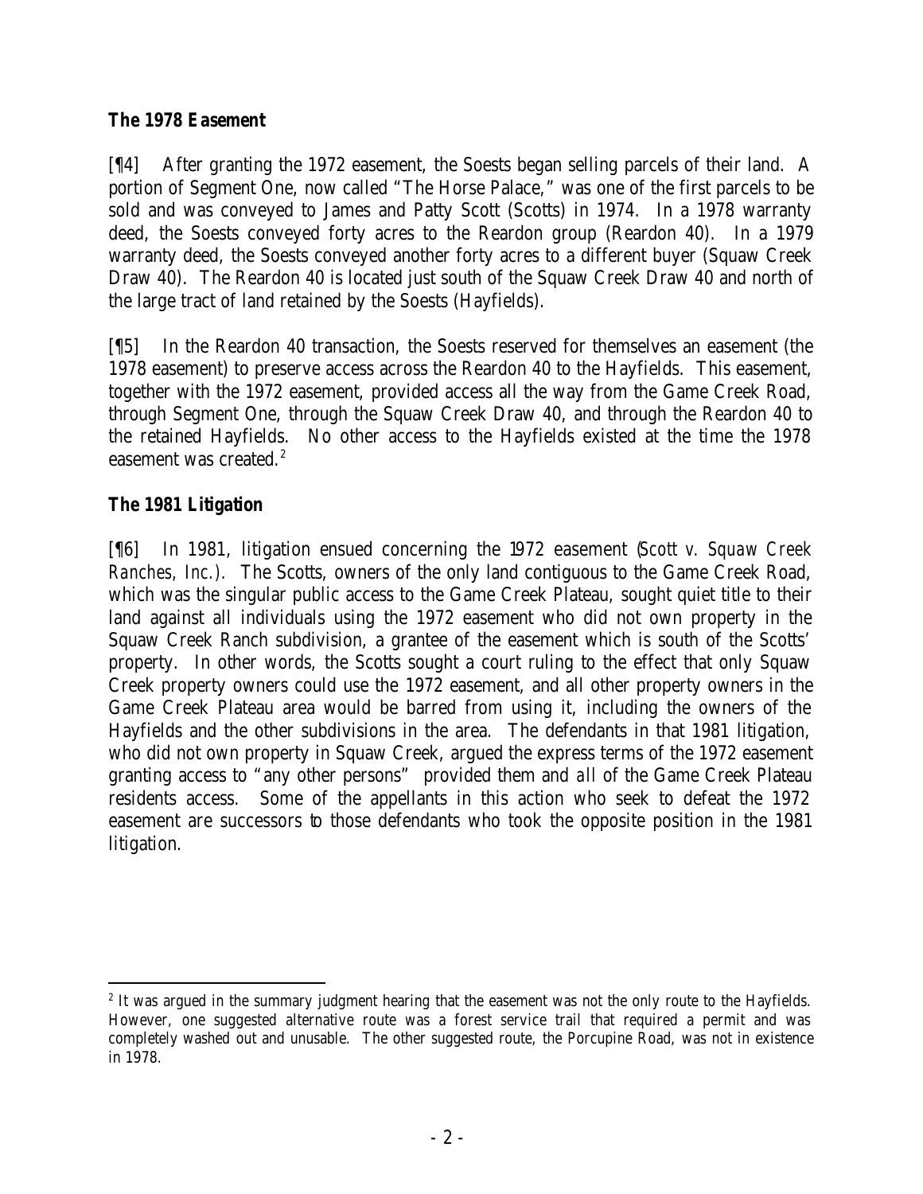### **The 1978 Easement**

[¶4] After granting the 1972 easement, the Soests began selling parcels of their land. A portion of Segment One, now called "The Horse Palace," was one of the first parcels to be sold and was conveyed to James and Patty Scott (Scotts) in 1974. In a 1978 warranty deed, the Soests conveyed forty acres to the Reardon group (Reardon 40). In a 1979 warranty deed, the Soests conveyed another forty acres to a different buyer (Squaw Creek Draw 40). The Reardon 40 is located just south of the Squaw Creek Draw 40 and north of the large tract of land retained by the Soests (Hayfields).

[¶5] In the Reardon 40 transaction, the Soests reserved for themselves an easement (the 1978 easement) to preserve access across the Reardon 40 to the Hayfields. This easement, together with the 1972 easement, provided access all the way from the Game Creek Road, through Segment One, through the Squaw Creek Draw 40, and through the Reardon 40 to the retained Hayfields. No other access to the Hayfields existed at the time the 1978 easement was created.[2]

### **The 1981 Litigation**

[¶6] In 1981, litigation ensued concerning the 1972 easement (*Scott v. Squaw Creek Ranches, Inc.*). The Scotts, owners of the only land contiguous to the Game Creek Road, which was the singular public access to the Game Creek Plateau, sought quiet title to their land against all individuals using the 1972 easement who did not own property in the Squaw Creek Ranch subdivision, a grantee of the easement which is south of the Scotts' property. In other words, the Scotts sought a court ruling to the effect that only Squaw Creek property owners could use the 1972 easement, and all other property owners in the Game Creek Plateau area would be barred from using it, including the owners of the Hayfields and the other subdivisions in the area. The defendants in that 1981 litigation, who did not own property in Squaw Creek, argued the express terms of the 1972 easement granting access to "any other persons" provided them and *all* of the Game Creek Plateau residents access. Some of the appellants in this action who seek to defeat the 1972 easement are successors to those defendants who took the opposite position in the 1981 litigation.

---

[2] It was argued in the summary judgment hearing that the easement was not the only route to the Hayfields. However, one suggested alternative route was a forest service trail that required a permit and was completely washed out and unusable. The other suggested route, the Porcupine Road, was not in existence in 1978.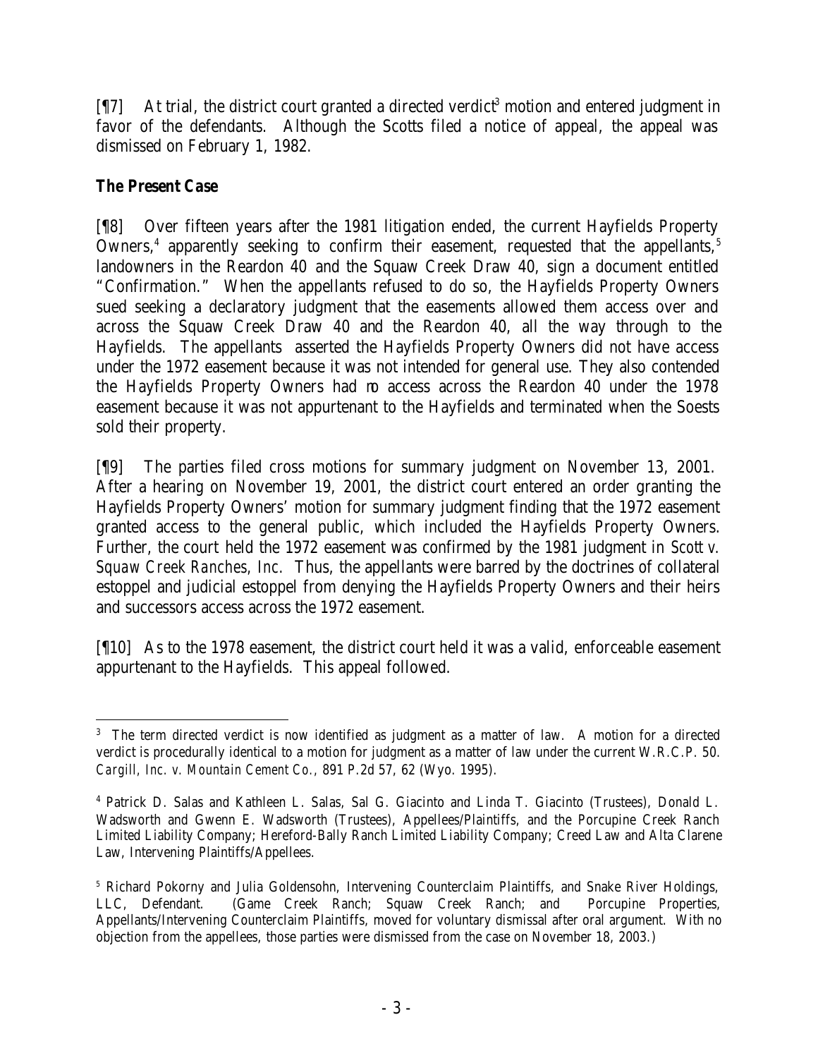[¶7] At trial, the district court granted a directed verdict[3] motion and entered judgment in favor of the defendants. Although the Scotts filed a notice of appeal, the appeal was dismissed on February 1, 1982.

**The Present Case**

[¶8] Over fifteen years after the 1981 litigation ended, the current Hayfields Property Owners,[4] apparently seeking to confirm their easement, requested that the appellants,[5] landowners in the Reardon 40 and the Squaw Creek Draw 40, sign a document entitled "Confirmation." When the appellants refused to do so, the Hayfields Property Owners sued seeking a declaratory judgment that the easements allowed them access over and across the Squaw Creek Draw 40 and the Reardon 40, all the way through to the Hayfields. The appellants asserted the Hayfields Property Owners did not have access under the 1972 easement because it was not intended for general use. They also contended the Hayfields Property Owners had no access across the Reardon 40 under the 1978 easement because it was not appurtenant to the Hayfields and terminated when the Soests sold their property.

[¶9] The parties filed cross motions for summary judgment on November 13, 2001. After a hearing on November 19, 2001, the district court entered an order granting the Hayfields Property Owners' motion for summary judgment finding that the 1972 easement granted access to the general public, which included the Hayfields Property Owners. Further, the court held the 1972 easement was confirmed by the 1981 judgment in *Scott v. Squaw Creek Ranches, Inc.* Thus, the appellants were barred by the doctrines of collateral estoppel and judicial estoppel from denying the Hayfields Property Owners and their heirs and successors access across the 1972 easement.

[¶10] As to the 1978 easement, the district court held it was a valid, enforceable easement appurtenant to the Hayfields. This appeal followed.

---

[3] The term directed verdict is now identified as judgment as a matter of law. A motion for a directed verdict is procedurally identical to a motion for judgment as a matter of law under the current W.R.C.P. 50. *Cargill, Inc. v. Mountain Cement Co.*, 891 P.2d 57, 62 (Wyo. 1995).

[4] Patrick D. Salas and Kathleen L. Salas, Sal G. Giacinto and Linda T. Giacinto (Trustees), Donald L. Wadsworth and Gwenn E. Wadsworth (Trustees), Appellees/Plaintiffs, and the Porcupine Creek Ranch Limited Liability Company; Hereford-Bally Ranch Limited Liability Company; Creed Law and Alta Clarene Law, Intervening Plaintiffs/Appellees.

[5] Richard Pokorny and Julia Goldensohn, Intervening Counterclaim Plaintiffs, and Snake River Holdings, LLC, Defendant. (Game Creek Ranch; Squaw Creek Ranch; and Porcupine Properties, Appellants/Intervening Counterclaim Plaintiffs, moved for voluntary dismissal after oral argument. With no objection from the appellees, those parties were dismissed from the case on November 18, 2003.)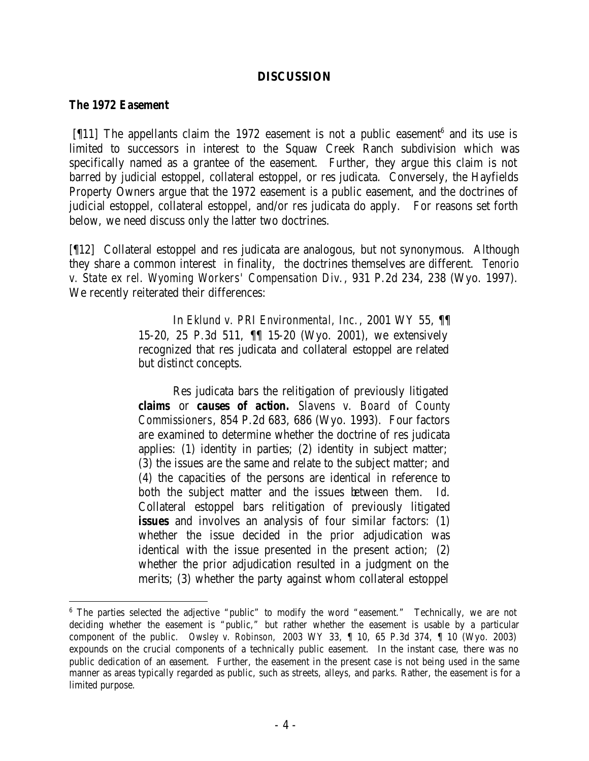## DISCUSSION

### The 1972 Easement

[¶11] The appellants claim the 1972 easement is not a public easement[6] and its use is limited to successors in interest to the Squaw Creek Ranch subdivision which was specifically named as a grantee of the easement. Further, they argue this claim is not barred by judicial estoppel, collateral estoppel, or res judicata. Conversely, the Hayfields Property Owners argue that the 1972 easement is a public easement, and the doctrines of judicial estoppel, collateral estoppel, and/or res judicata do apply. For reasons set forth below, we need discuss only the latter two doctrines.

[¶12] Collateral estoppel and res judicata are analogous, but not synonymous. Although they share a common interest in finality, the doctrines themselves are different. *Tenorio v. State ex rel. Wyoming Workers' Compensation Div.*, 931 P.2d 234, 238 (Wyo. 1997). We recently reiterated their differences:

> In *Eklund v. PRI Environmental, Inc.*, 2001 WY 55, ¶¶ 15-20, 25 P.3d 511, ¶¶ 15-20 (Wyo. 2001), we extensively recognized that res judicata and collateral estoppel are related but distinct concepts.
>
> Res judicata bars the relitigation of previously litigated **claims** or **causes of action.** *Slavens v. Board of County Commissioners*, 854 P.2d 683, 686 (Wyo. 1993). Four factors are examined to determine whether the doctrine of res judicata applies: (1) identity in parties; (2) identity in subject matter; (3) the issues are the same and relate to the subject matter; and (4) the capacities of the persons are identical in reference to both the subject matter and the issues between them. *Id.* Collateral estoppel bars relitigation of previously litigated **issues** and involves an analysis of four similar factors: (1) whether the issue decided in the prior adjudication was identical with the issue presented in the present action; (2) whether the prior adjudication resulted in a judgment on the merits; (3) whether the party against whom collateral estoppel

---

[6] The parties selected the adjective "public" to modify the word "easement." Technically, we are not deciding whether the easement is "public," but rather whether the easement is usable by a particular component of the public. *Owsley v. Robinson,* 2003 WY 33, ¶ 10, 65 P.3d 374, ¶ 10 (Wyo. 2003) expounds on the crucial components of a technically public easement. In the instant case, there was no public dedication of an easement. Further, the easement in the present case is not being used in the same manner as areas typically regarded as public, such as streets, alleys, and parks. Rather, the easement is for a limited purpose.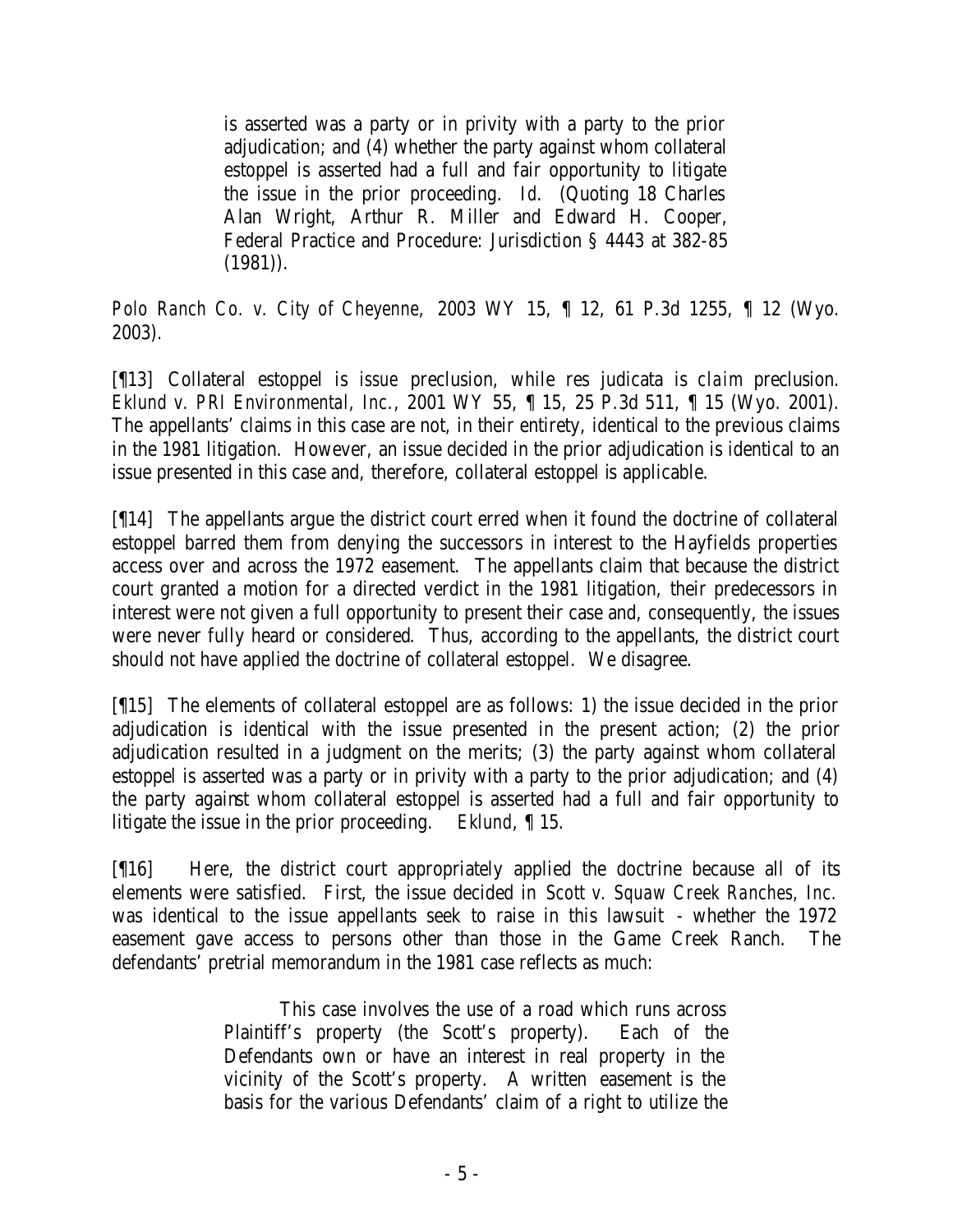> is asserted was a party or in privity with a party to the prior adjudication; and (4) whether the party against whom collateral estoppel is asserted had a full and fair opportunity to litigate the issue in the prior proceeding. *Id.* (Quoting 18 Charles Alan Wright, Arthur R. Miller and Edward H. Cooper, Federal Practice and Procedure: Jurisdiction § 4443 at 382-85 (1981)).

*Polo Ranch Co. v. City of Cheyenne,* 2003 WY 15, ¶ 12, 61 P.3d 1255, ¶ 12 (Wyo. 2003).

[¶13] Collateral estoppel is *issue* preclusion, while res judicata is *claim* preclusion. *Eklund v. PRI Environmental, Inc.*, 2001 WY 55, ¶ 15, 25 P.3d 511, ¶ 15 (Wyo. 2001). The appellants' claims in this case are not, in their entirety, identical to the previous claims in the 1981 litigation. However, an issue decided in the prior adjudication is identical to an issue presented in this case and, therefore, collateral estoppel is applicable.

[¶14] The appellants argue the district court erred when it found the doctrine of collateral estoppel barred them from denying the successors in interest to the Hayfields properties access over and across the 1972 easement. The appellants claim that because the district court granted a motion for a directed verdict in the 1981 litigation, their predecessors in interest were not given a full opportunity to present their case and, consequently, the issues were never fully heard or considered. Thus, according to the appellants, the district court should not have applied the doctrine of collateral estoppel. We disagree.

[¶15] The elements of collateral estoppel are as follows: 1) the issue decided in the prior adjudication is identical with the issue presented in the present action; (2) the prior adjudication resulted in a judgment on the merits; (3) the party against whom collateral estoppel is asserted was a party or in privity with a party to the prior adjudication; and (4) the party against whom collateral estoppel is asserted had a full and fair opportunity to litigate the issue in the prior proceeding. *Eklund*, ¶ 15.

[¶16] Here, the district court appropriately applied the doctrine because all of its elements were satisfied. First, the issue decided in *Scott v. Squaw Creek Ranches, Inc.* was identical to the issue appellants seek to raise in this lawsuit - whether the 1972 easement gave access to persons other than those in the Game Creek Ranch. The defendants' pretrial memorandum in the 1981 case reflects as much:

> This case involves the use of a road which runs across Plaintiff's property (the Scott's property). Each of the Defendants own or have an interest in real property in the vicinity of the Scott's property. A written easement is the basis for the various Defendants' claim of a right to utilize the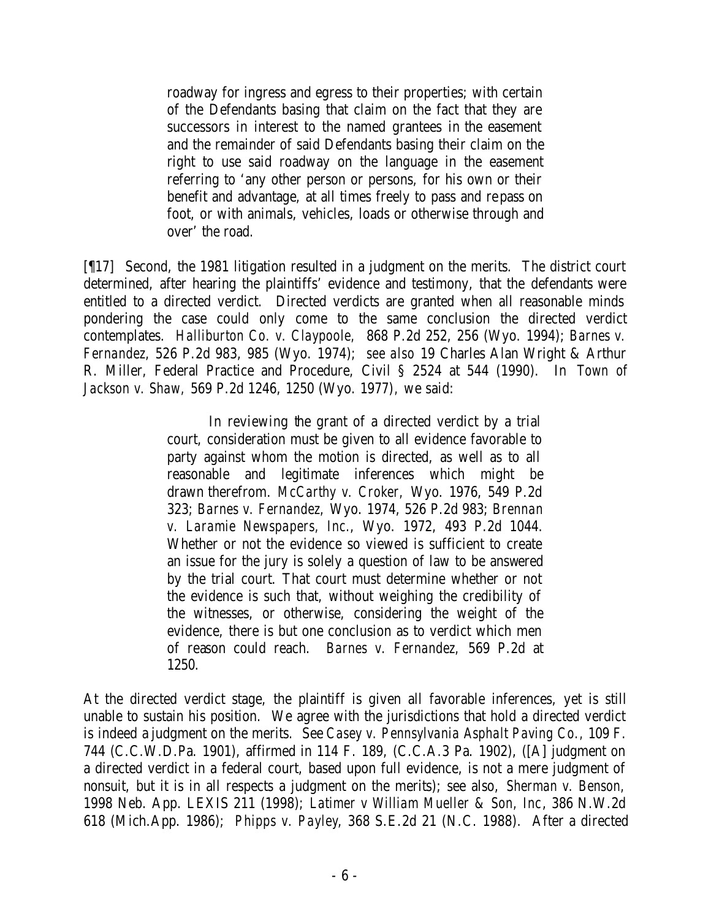> roadway for ingress and egress to their properties; with certain of the Defendants basing that claim on the fact that they are successors in interest to the named grantees in the easement and the remainder of said Defendants basing their claim on the right to use said roadway on the language in the easement referring to 'any other person or persons, for his own or their benefit and advantage, at all times freely to pass and repass on foot, or with animals, vehicles, loads or otherwise through and over' the road.

[¶17] Second, the 1981 litigation resulted in a judgment on the merits. The district court determined, after hearing the plaintiffs' evidence and testimony, that the defendants were entitled to a directed verdict. Directed verdicts are granted when all reasonable minds pondering the case could only come to the same conclusion the directed verdict contemplates. *Halliburton Co. v. Claypoole,* 868 P.2d 252, 256 (Wyo. 1994); *Barnes v. Fernandez*, 526 P.2d 983, 985 (Wyo. 1974); *see also* 19 Charles Alan Wright & Arthur R. Miller, Federal Practice and Procedure, Civil § 2524 at 544 (1990). In *Town of Jackson v. Shaw*, 569 P.2d 1246, 1250 (Wyo. 1977), we said:

> In reviewing the grant of a directed verdict by a trial court, consideration must be given to all evidence favorable to party against whom the motion is directed, as well as to all reasonable and legitimate inferences which might be drawn therefrom. *McCarthy v. Croker,* Wyo. 1976, 549 P.2d 323; *Barnes v. Fernandez,* Wyo. 1974, 526 P.2d 983; *Brennan v. Laramie Newspapers, Inc.*, Wyo. 1972, 493 P.2d 1044. Whether or not the evidence so viewed is sufficient to create an issue for the jury is solely a question of law to be answered by the trial court. That court must determine whether or not the evidence is such that, without weighing the credibility of the witnesses, or otherwise, considering the weight of the evidence, there is but one conclusion as to verdict which men of reason could reach. *Barnes v. Fernandez*, 569 P.2d at 1250.

At the directed verdict stage, the plaintiff is given all favorable inferences, yet is still unable to sustain his position. We agree with the jurisdictions that hold a directed verdict is indeed a judgment on the merits. See *Casey v. Pennsylvania Asphalt Paving Co.*, 109 F. 744 (C.C.W.D.Pa. 1901), affirmed in 114 F. 189, (C.C.A.3 Pa. 1902), ([A] judgment on a directed verdict in a federal court, based upon full evidence, is not a mere judgment of nonsuit, but it is in all respects a judgment on the merits); see also, *Sherman v. Benson*, 1998 Neb. App. LEXIS 211 (1998); *Latimer v William Mueller & Son, Inc*, 386 N.W.2d 618 (Mich.App. 1986); *Phipps v. Payley*, 368 S.E.2d 21 (N.C. 1988). After a directed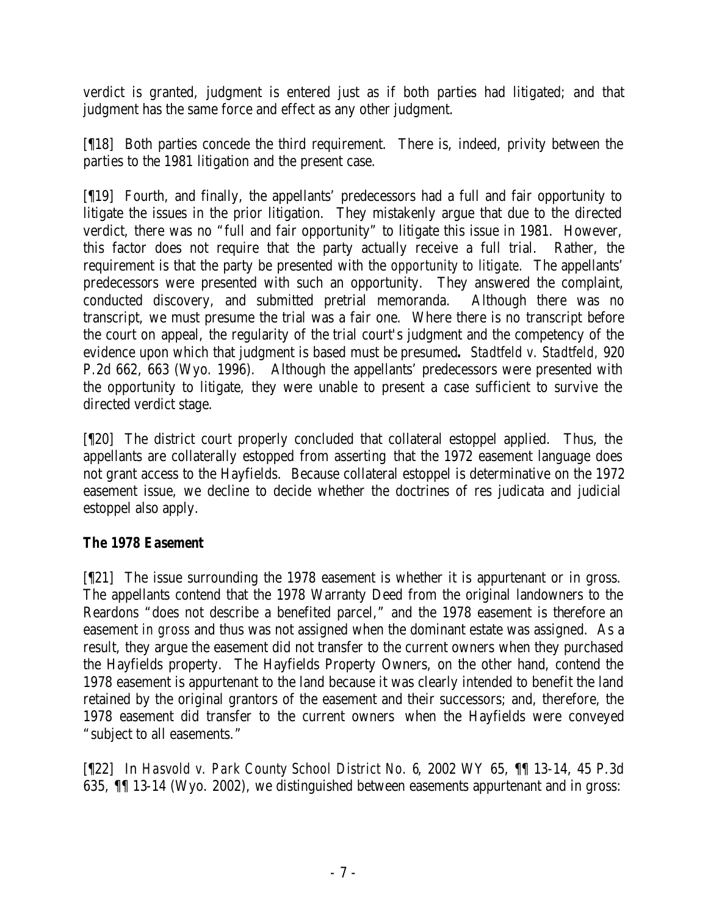verdict is granted, judgment is entered just as if both parties had litigated; and that judgment has the same force and effect as any other judgment.

[¶18] Both parties concede the third requirement. There is, indeed, privity between the parties to the 1981 litigation and the present case.

[¶19] Fourth, and finally, the appellants' predecessors had a full and fair opportunity to litigate the issues in the prior litigation. They mistakenly argue that due to the directed verdict, there was no "full and fair opportunity" to litigate this issue in 1981. However, this factor does not require that the party actually receive a full trial. Rather, the requirement is that the party be presented with the *opportunity to litigate*. The appellants' predecessors were presented with such an opportunity. They answered the complaint, conducted discovery, and submitted pretrial memoranda. Although there was no transcript, we must presume the trial was a fair one. Where there is no transcript before the court on appeal, the regularity of the trial court's judgment and the competency of the evidence upon which that judgment is based must be presumed**.** *Stadtfeld v. Stadtfeld*, 920 P.2d 662, 663 (Wyo. 1996). Although the appellants' predecessors were presented with the opportunity to litigate, they were unable to present a case sufficient to survive the directed verdict stage.

[¶20] The district court properly concluded that collateral estoppel applied. Thus, the appellants are collaterally estopped from asserting that the 1972 easement language does not grant access to the Hayfields. Because collateral estoppel is determinative on the 1972 easement issue, we decline to decide whether the doctrines of res judicata and judicial estoppel also apply.

### The 1978 Easement

[¶21] The issue surrounding the 1978 easement is whether it is appurtenant or in gross. The appellants contend that the 1978 Warranty Deed from the original landowners to the Reardons "does not describe a benefited parcel," and the 1978 easement is therefore an easement *in gross* and thus was not assigned when the dominant estate was assigned. As a result, they argue the easement did not transfer to the current owners when they purchased the Hayfields property. The Hayfields Property Owners, on the other hand, contend the 1978 easement is appurtenant to the land because it was clearly intended to benefit the land retained by the original grantors of the easement and their successors; and, therefore, the 1978 easement did transfer to the current owners when the Hayfields were conveyed "subject to all easements."

[¶22] In *Hasvold v. Park County School District No. 6*, 2002 WY 65, ¶¶ 13-14, 45 P.3d 635, ¶¶ 13-14 (Wyo. 2002), we distinguished between easements appurtenant and in gross: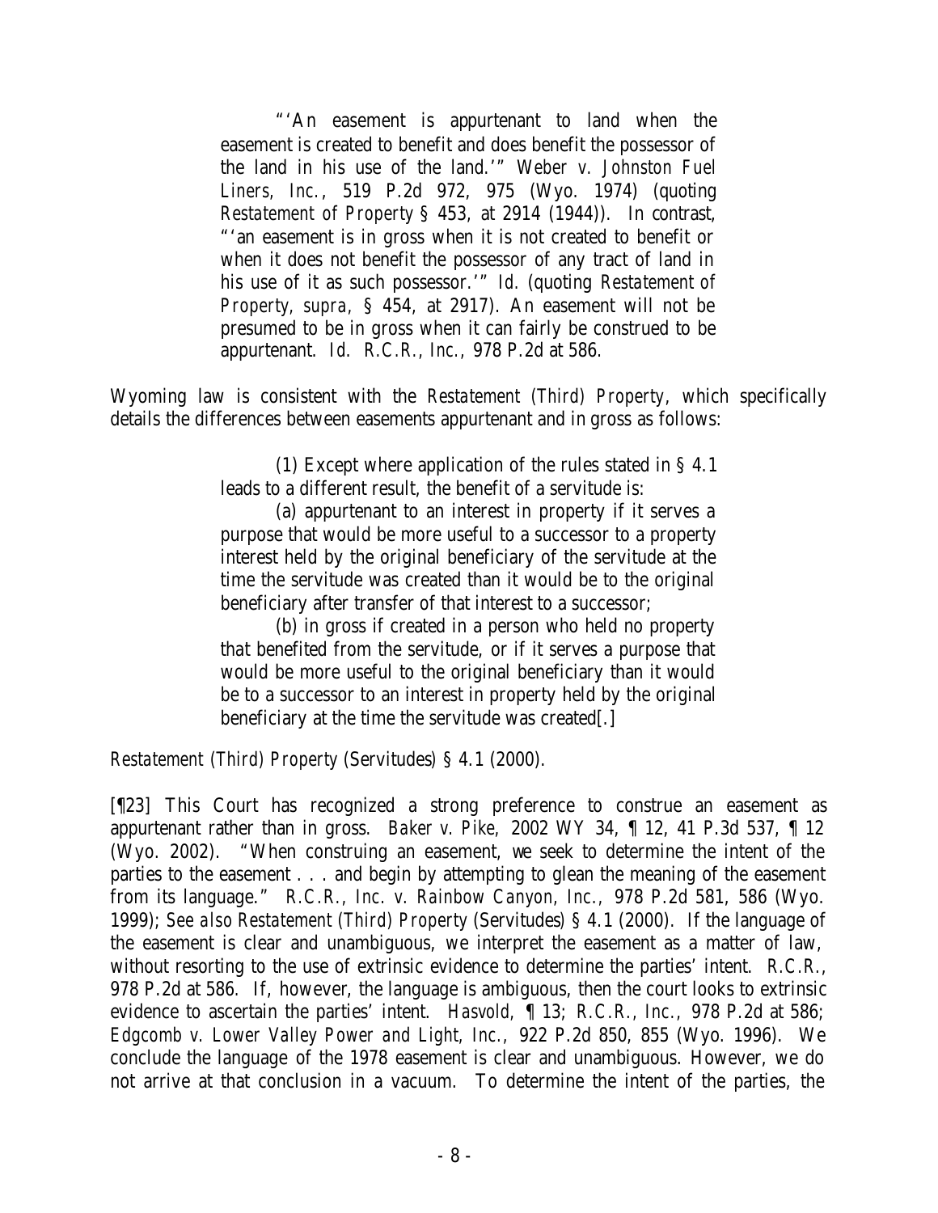> "'An easement is appurtenant to land when the easement is created to benefit and does benefit the possessor of the land in his use of the land.'" *Weber v. Johnston Fuel Liners, Inc.*, 519 P.2d 972, 975 (Wyo. 1974) (quoting *Restatement of Property* § 453, at 2914 (1944)). In contrast, "'an easement is in gross when it is not created to benefit or when it does not benefit the possessor of any tract of land in his use of it as such possessor.'" *Id.* (quoting *Restatement of Property*, *supra*, § 454, at 2917). An easement will not be presumed to be in gross when it can fairly be construed to be appurtenant. *Id.* *R.C.R., Inc.*, 978 P.2d at 586.

Wyoming law is consistent with the *Restatement (Third) Property*, which specifically details the differences between easements appurtenant and in gross as follows:

> (1) Except where application of the rules stated in § 4.1 leads to a different result, the benefit of a servitude is:
>
> (a) appurtenant to an interest in property if it serves a purpose that would be more useful to a successor to a property interest held by the original beneficiary of the servitude at the time the servitude was created than it would be to the original beneficiary after transfer of that interest to a successor;
>
> (b) in gross if created in a person who held no property that benefited from the servitude, or if it serves a purpose that would be more useful to the original beneficiary than it would be to a successor to an interest in property held by the original beneficiary at the time the servitude was created[.]

*Restatement (Third) Property* (Servitudes) § 4.1 (2000).

[¶23] This Court has recognized a strong preference to construe an easement as appurtenant rather than in gross. *Baker v. Pike,* 2002 WY 34, ¶ 12, 41 P.3d 537, ¶ 12 (Wyo. 2002). "When construing an easement, we seek to determine the intent of the parties to the easement . . . and begin by attempting to glean the meaning of the easement from its language." *R.C.R., Inc. v. Rainbow Canyon, Inc.,* 978 P.2d 581, 586 (Wyo. 1999); *See also Restatement (Third) Property* (Servitudes) § 4.1 (2000). If the language of the easement is clear and unambiguous, we interpret the easement as a matter of law, without resorting to the use of extrinsic evidence to determine the parties' intent. *R.C.R.*, 978 P.2d at 586. If, however, the language is ambiguous, then the court looks to extrinsic evidence to ascertain the parties' intent. *Hasvold,* ¶ 13; *R.C.R., Inc.,* 978 P.2d at 586; *Edgcomb v. Lower Valley Power and Light, Inc.,* 922 P.2d 850, 855 (Wyo. 1996). We conclude the language of the 1978 easement is clear and unambiguous. However, we do not arrive at that conclusion in a vacuum. To determine the intent of the parties, the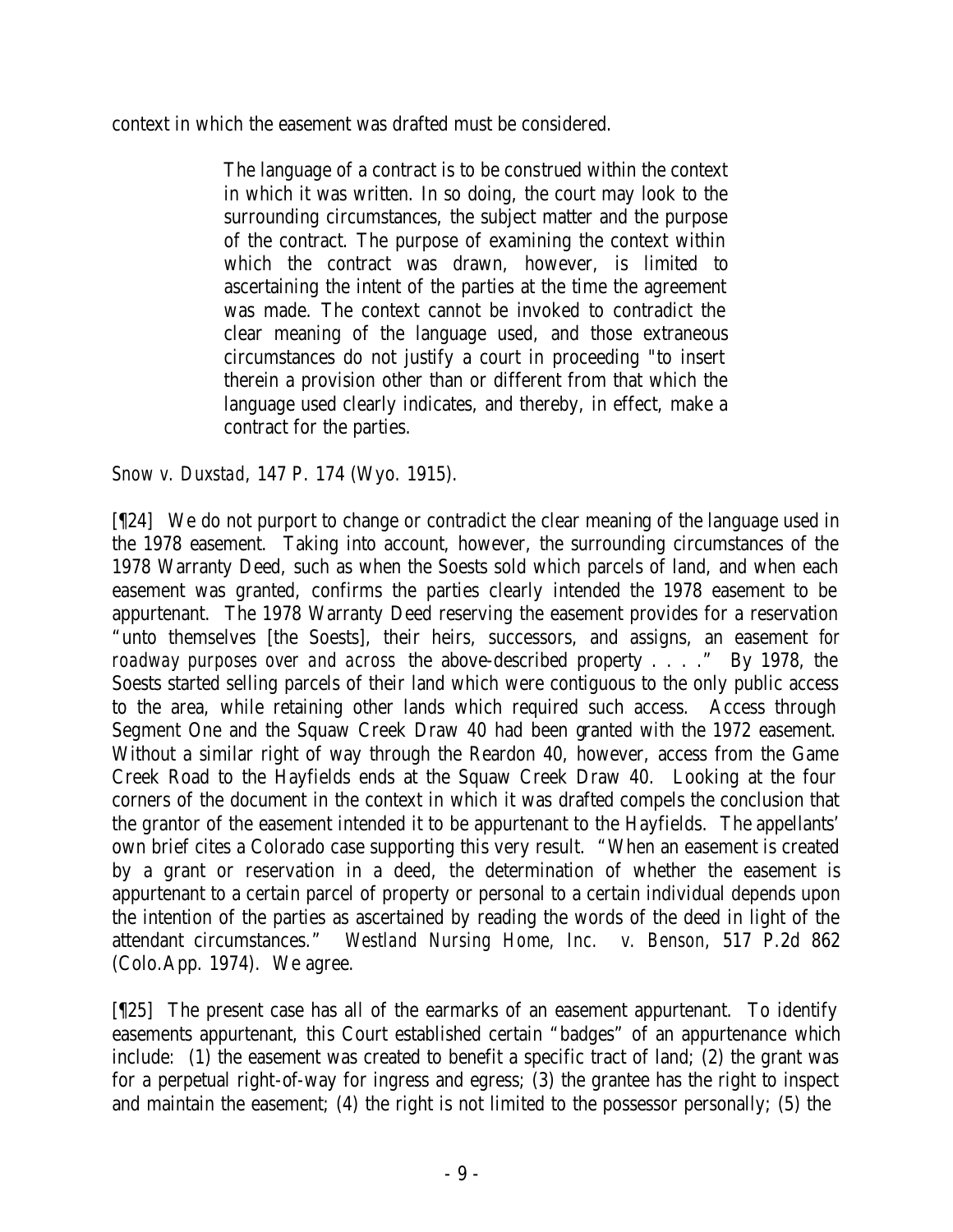context in which the easement was drafted must be considered.

> The language of a contract is to be construed within the context in which it was written. In so doing, the court may look to the surrounding circumstances, the subject matter and the purpose of the contract. The purpose of examining the context within which the contract was drawn, however, is limited to ascertaining the intent of the parties at the time the agreement was made. The context cannot be invoked to contradict the clear meaning of the language used, and those extraneous circumstances do not justify a court in proceeding "to insert therein a provision other than or different from that which the language used clearly indicates, and thereby, in effect, make a contract for the parties.

*Snow v. Duxstad*, 147 P. 174 (Wyo. 1915).

[¶24] We do not purport to change or contradict the clear meaning of the language used in the 1978 easement. Taking into account, however, the surrounding circumstances of the 1978 Warranty Deed, such as when the Soests sold which parcels of land, and when each easement was granted, confirms the parties clearly intended the 1978 easement to be appurtenant. The 1978 Warranty Deed reserving the easement provides for a reservation "unto themselves [the Soests], their heirs, successors, and assigns, an easement *for roadway purposes over and across* the above-described property . . . ." By 1978, the Soests started selling parcels of their land which were contiguous to the only public access to the area, while retaining other lands which required such access. Access through Segment One and the Squaw Creek Draw 40 had been granted with the 1972 easement. Without a similar right of way through the Reardon 40, however, access from the Game Creek Road to the Hayfields ends at the Squaw Creek Draw 40. Looking at the four corners of the document in the context in which it was drafted compels the conclusion that the grantor of the easement intended it to be appurtenant to the Hayfields. The appellants' own brief cites a Colorado case supporting this very result. "When an easement is created by a grant or reservation in a deed, the determination of whether the easement is appurtenant to a certain parcel of property or personal to a certain individual depends upon the intention of the parties as ascertained by reading the words of the deed in light of the attendant circumstances." *Westland Nursing Home, Inc. v. Benson*, 517 P.2d 862 (Colo.App. 1974). We agree.

[¶25] The present case has all of the earmarks of an easement appurtenant. To identify easements appurtenant, this Court established certain "badges" of an appurtenance which include: (1) the easement was created to benefit a specific tract of land; (2) the grant was for a perpetual right-of-way for ingress and egress; (3) the grantee has the right to inspect and maintain the easement; (4) the right is not limited to the possessor personally; (5) the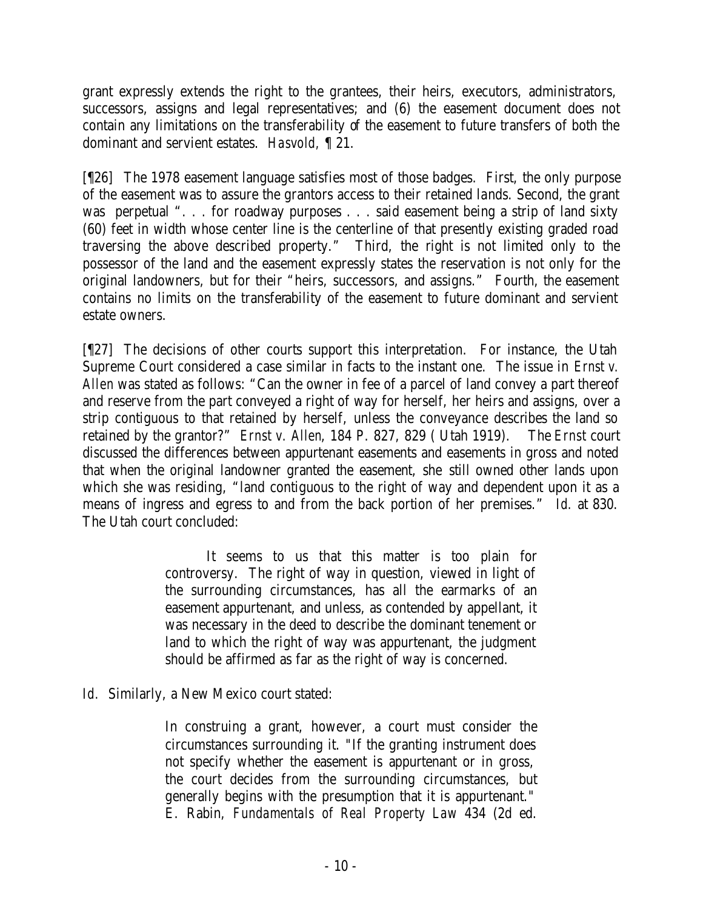grant expressly extends the right to the grantees, their heirs, executors, administrators, successors, assigns and legal representatives; and (6) the easement document does not contain any limitations on the transferability of the easement to future transfers of both the dominant and servient estates. *Hasvold*, ¶ 21.

[¶26] The 1978 easement language satisfies most of those badges. First, the only purpose of the easement was to assure the grantors access to their retained lands. Second, the grant was perpetual ". . . for roadway purposes . . . said easement being a strip of land sixty (60) feet in width whose center line is the centerline of that presently existing graded road traversing the above described property." Third, the right is not limited only to the possessor of the land and the easement expressly states the reservation is not only for the original landowners, but for their "heirs, successors, and assigns." Fourth, the easement contains no limits on the transferability of the easement to future dominant and servient estate owners.

[¶27] The decisions of other courts support this interpretation. For instance, the Utah Supreme Court considered a case similar in facts to the instant one. The issue in *Ernst v. Allen* was stated as follows: "Can the owner in fee of a parcel of land convey a part thereof and reserve from the part conveyed a right of way for herself, her heirs and assigns, over a strip contiguous to that retained by herself, unless the conveyance describes the land so retained by the grantor?" *Ernst v. Allen*, 184 P. 827, 829 ( Utah 1919). The *Ernst* court discussed the differences between appurtenant easements and easements in gross and noted that when the original landowner granted the easement, she still owned other lands upon which she was residing, "land contiguous to the right of way and dependent upon it as a means of ingress and egress to and from the back portion of her premises." *Id.* at 830. The Utah court concluded:

> It seems to us that this matter is too plain for controversy. The right of way in question, viewed in light of the surrounding circumstances, has all the earmarks of an easement appurtenant, and unless, as contended by appellant, it was necessary in the deed to describe the dominant tenement or land to which the right of way was appurtenant, the judgment should be affirmed as far as the right of way is concerned.

*Id.* Similarly, a New Mexico court stated:

> In construing a grant, however, a court must consider the circumstances surrounding it. "If the granting instrument does not specify whether the easement is appurtenant or in gross, the court decides from the surrounding circumstances, but generally begins with the presumption that it is appurtenant." E. Rabin, *Fundamentals of Real Property Law* 434 (2d ed.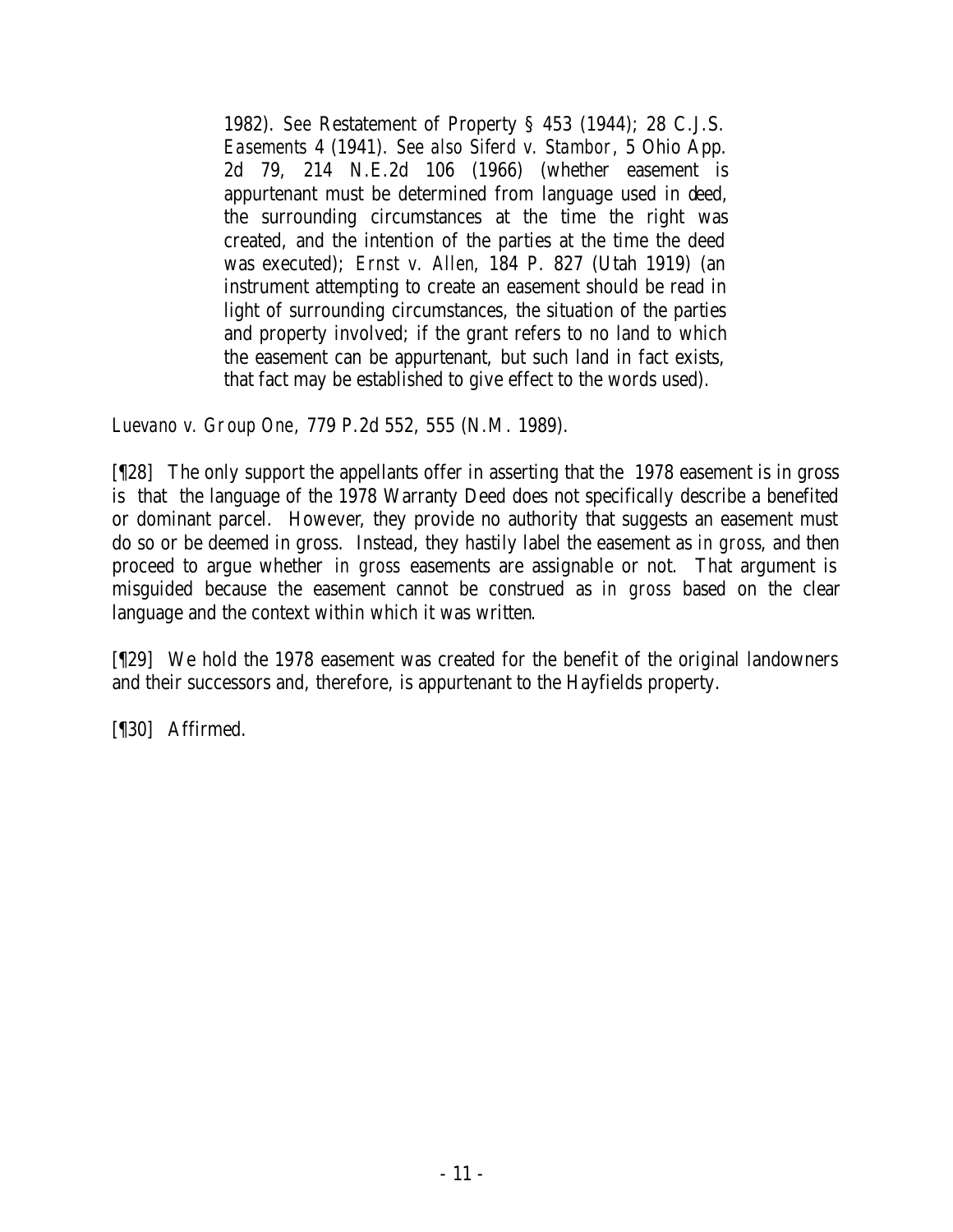> 1982). *See* Restatement of Property § 453 (1944); 28 C.J.S. *Easements* 4 (1941). *See also Siferd v. Stambor*, 5 Ohio App. 2d 79, 214 N.E.2d 106 (1966) (whether easement is appurtenant must be determined from language used in deed, the surrounding circumstances at the time the right was created, and the intention of the parties at the time the deed was executed); *Ernst v. Allen*, 184 P. 827 (Utah 1919) (an instrument attempting to create an easement should be read in light of surrounding circumstances, the situation of the parties and property involved; if the grant refers to no land to which the easement can be appurtenant, but such land in fact exists, that fact may be established to give effect to the words used).

*Luevano v. Group One*, 779 P.2d 552, 555 (N.M. 1989).

[¶28] The only support the appellants offer in asserting that the 1978 easement is in gross is that the language of the 1978 Warranty Deed does not specifically describe a benefited or dominant parcel. However, they provide no authority that suggests an easement must do so or be deemed in gross. Instead, they hastily label the easement as *in gross*, and then proceed to argue whether *in gross* easements are assignable or not. That argument is misguided because the easement cannot be construed as *in gross* based on the clear language and the context within which it was written.

[¶29] We hold the 1978 easement was created for the benefit of the original landowners and their successors and, therefore, is appurtenant to the Hayfields property.

[¶30] Affirmed.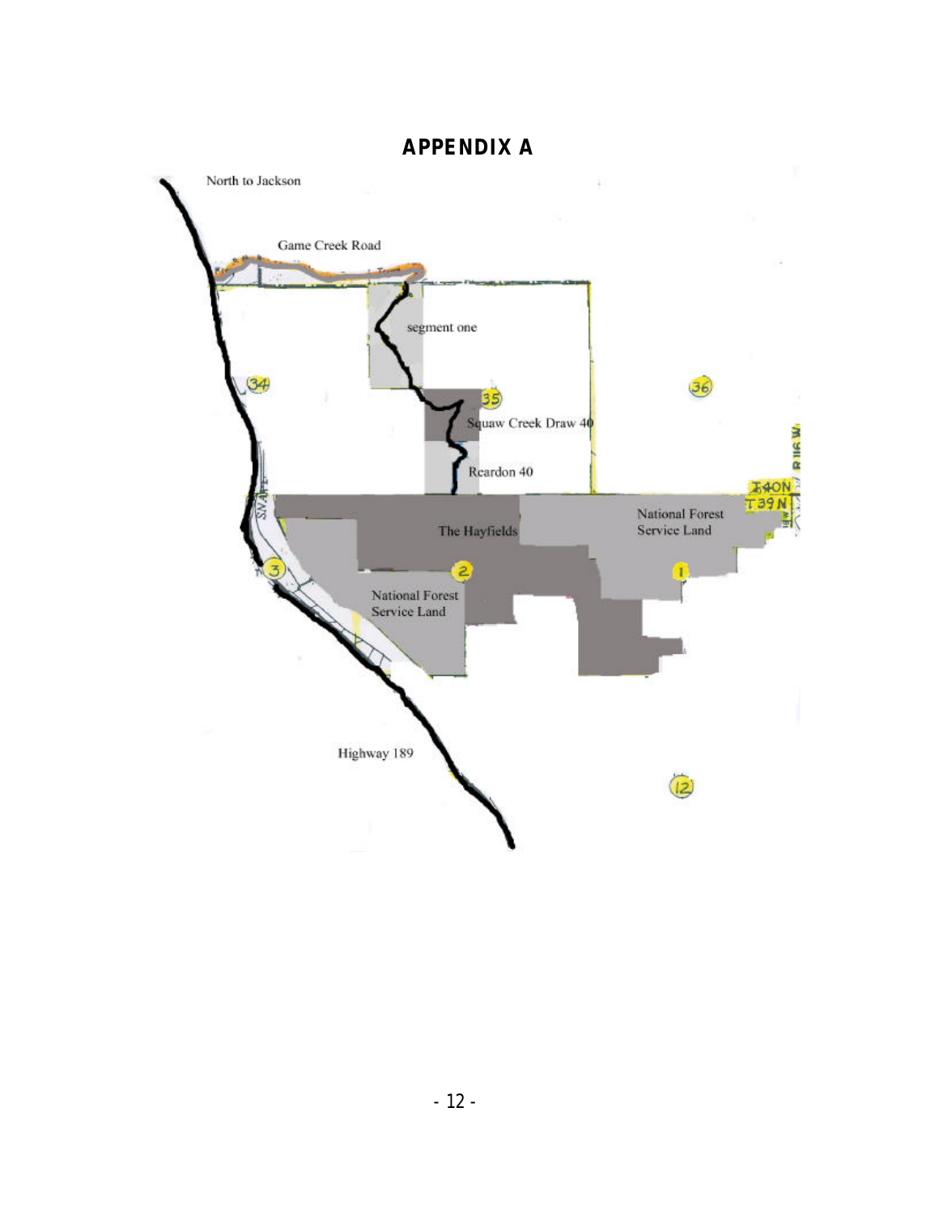# APPENDIX A

North to Jackson

Game Creek Road

segment one

34

35

36

Squaw Creek Draw 40

Reardon 40

T40N

T39N

R116W

The Hayfields

National Forest Service Land

3

2

1

National Forest Service Land

Highway 189

12